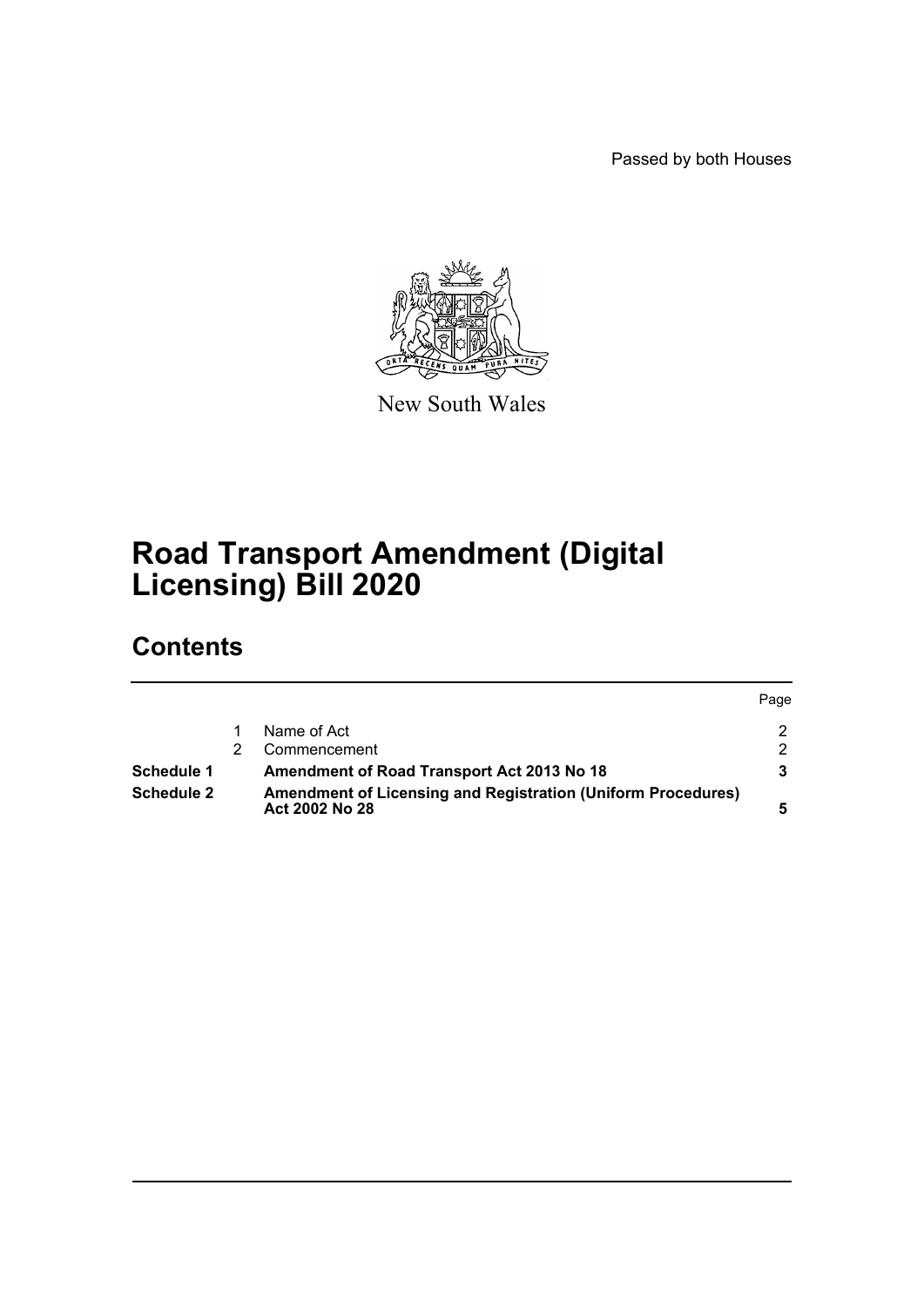Passed by both Houses

New South Wales

# Road Transport Amendment (Digital Licensing) Bill 2020

## Contents

| | | | Page |
|---|---|---|---|
| | 1 | Name of Act | 2 |
| | 2 | Commencement | 2 |
| **Schedule 1** | | **Amendment of Road Transport Act 2013 No 18** | **3** |
| **Schedule 2** | | **Amendment of Licensing and Registration (Uniform Procedures) Act 2002 No 28** | **5** |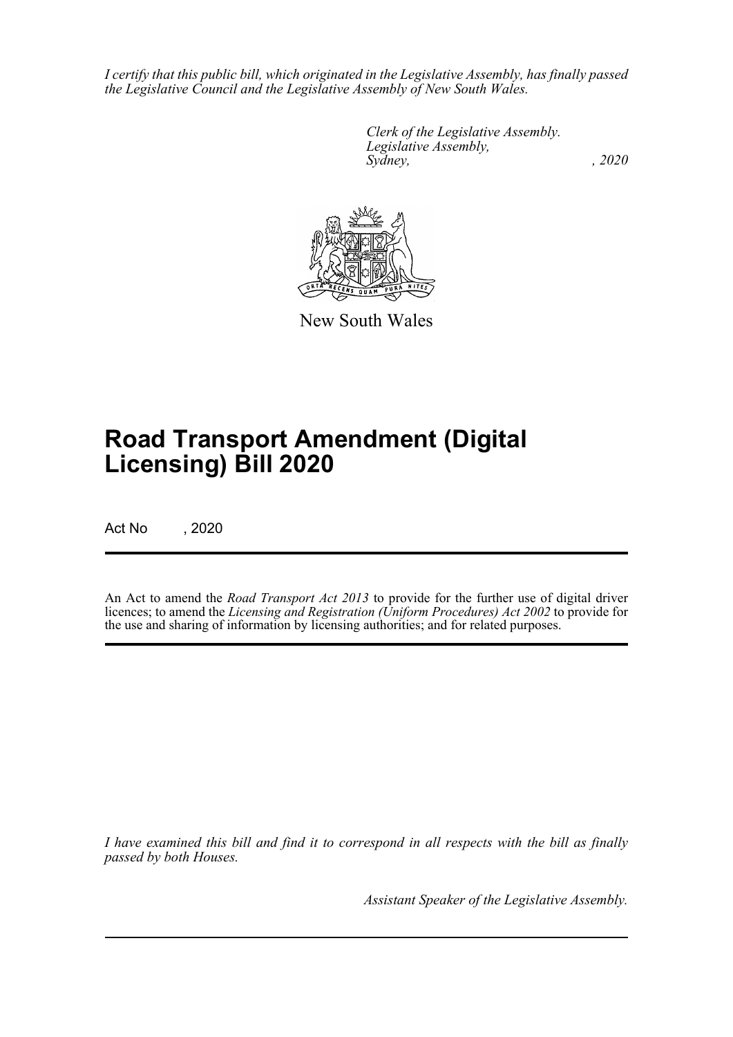*I certify that this public bill, which originated in the Legislative Assembly, has finally passed the Legislative Council and the Legislative Assembly of New South Wales.*

*Clerk of the Legislative Assembly.*
*Legislative Assembly,*
*Sydney, , 2020*

New South Wales

# Road Transport Amendment (Digital Licensing) Bill 2020

Act No , 2020

An Act to amend the *Road Transport Act 2013* to provide for the further use of digital driver licences; to amend the *Licensing and Registration (Uniform Procedures) Act 2002* to provide for the use and sharing of information by licensing authorities; and for related purposes.

*I have examined this bill and find it to correspond in all respects with the bill as finally passed by both Houses.*

*Assistant Speaker of the Legislative Assembly.*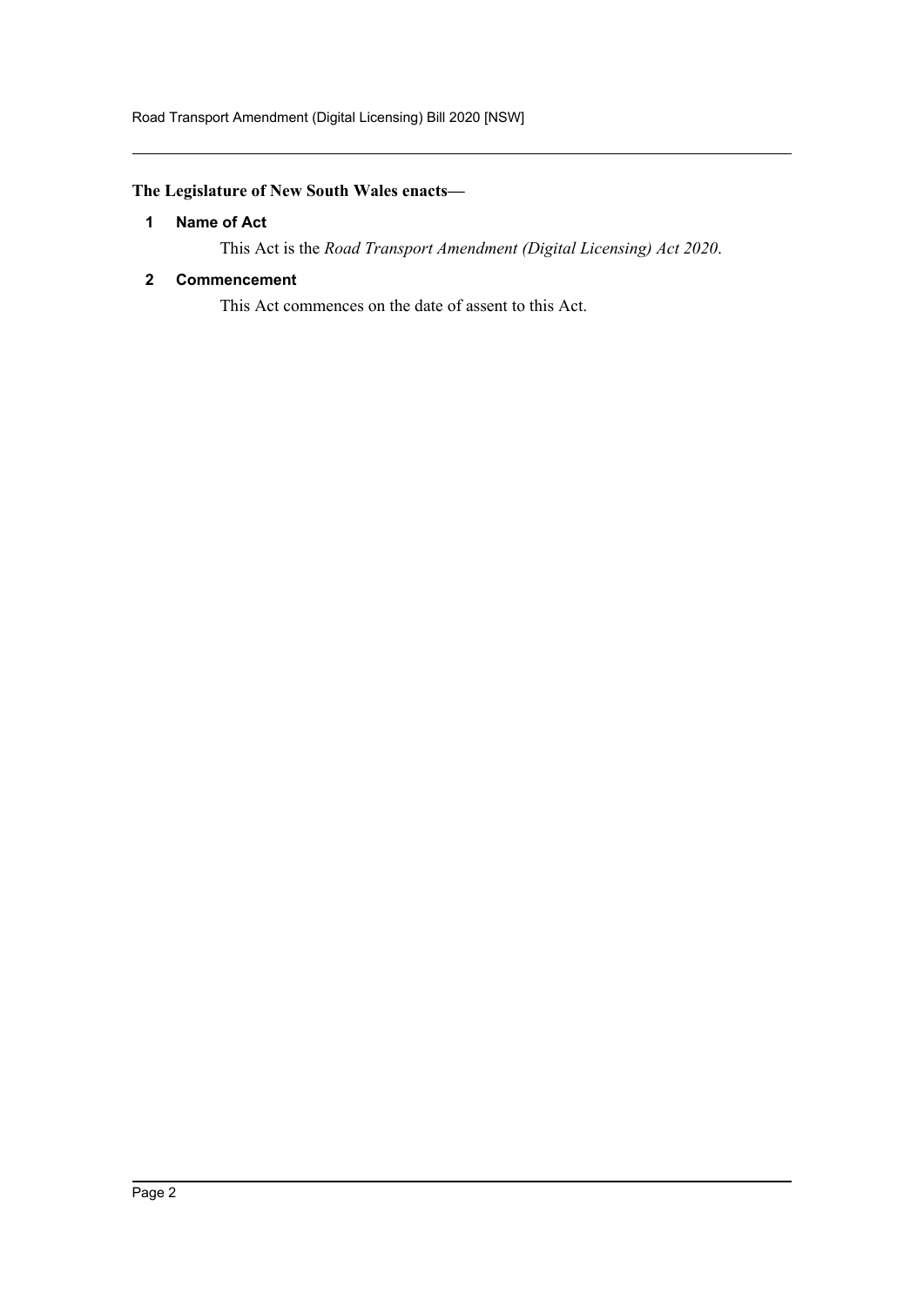**The Legislature of New South Wales enacts—**

**1 Name of Act**

This Act is the *Road Transport Amendment (Digital Licensing) Act 2020*.

**2 Commencement**

This Act commences on the date of assent to this Act.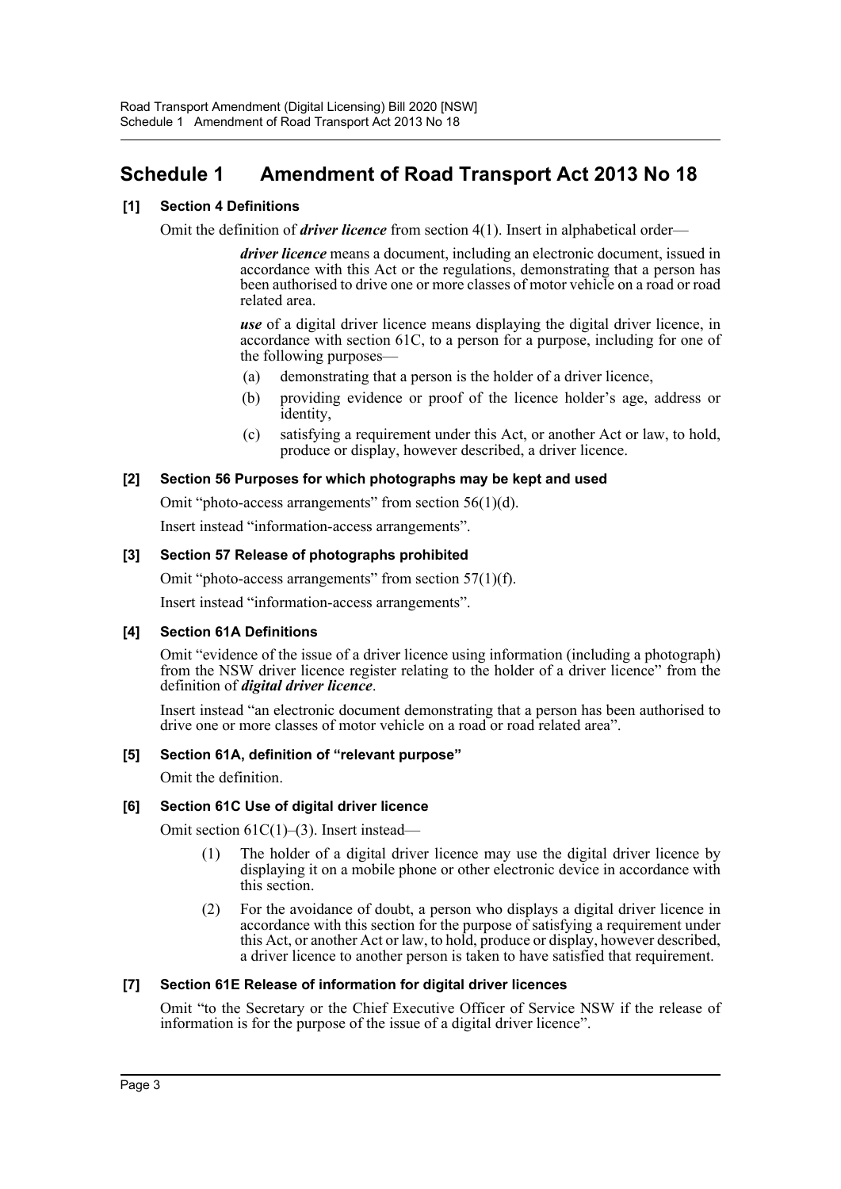# Schedule 1 Amendment of Road Transport Act 2013 No 18

**[1] Section 4 Definitions**

Omit the definition of ***driver licence*** from section 4(1). Insert in alphabetical order—

> ***driver licence*** means a document, including an electronic document, issued in accordance with this Act or the regulations, demonstrating that a person has been authorised to drive one or more classes of motor vehicle on a road or road related area.
>
> ***use*** of a digital driver licence means displaying the digital driver licence, in accordance with section 61C, to a person for a purpose, including for one of the following purposes—
>
> (a) demonstrating that a person is the holder of a driver licence,
>
> (b) providing evidence or proof of the licence holder's age, address or identity,
>
> (c) satisfying a requirement under this Act, or another Act or law, to hold, produce or display, however described, a driver licence.

**[2] Section 56 Purposes for which photographs may be kept and used**

Omit "photo-access arrangements" from section 56(1)(d).

Insert instead "information-access arrangements".

**[3] Section 57 Release of photographs prohibited**

Omit "photo-access arrangements" from section 57(1)(f).

Insert instead "information-access arrangements".

**[4] Section 61A Definitions**

Omit "evidence of the issue of a driver licence using information (including a photograph) from the NSW driver licence register relating to the holder of a driver licence" from the definition of ***digital driver licence***.

Insert instead "an electronic document demonstrating that a person has been authorised to drive one or more classes of motor vehicle on a road or road related area".

**[5] Section 61A, definition of "relevant purpose"**

Omit the definition.

**[6] Section 61C Use of digital driver licence**

Omit section 61C(1)–(3). Insert instead—

> (1) The holder of a digital driver licence may use the digital driver licence by displaying it on a mobile phone or other electronic device in accordance with this section.
>
> (2) For the avoidance of doubt, a person who displays a digital driver licence in accordance with this section for the purpose of satisfying a requirement under this Act, or another Act or law, to hold, produce or display, however described, a driver licence to another person is taken to have satisfied that requirement.

**[7] Section 61E Release of information for digital driver licences**

Omit "to the Secretary or the Chief Executive Officer of Service NSW if the release of information is for the purpose of the issue of a digital driver licence".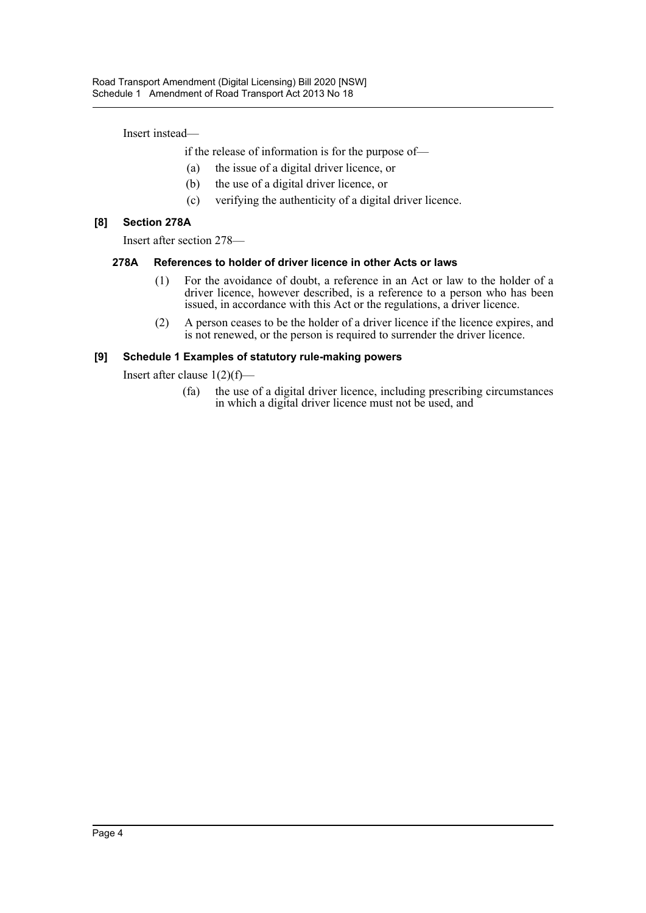Insert instead—

if the release of information is for the purpose of—

(a) the issue of a digital driver licence, or

(b) the use of a digital driver licence, or

(c) verifying the authenticity of a digital driver licence.

### [8] Section 278A

Insert after section 278—

#### 278A References to holder of driver licence in other Acts or laws

(1) For the avoidance of doubt, a reference in an Act or law to the holder of a driver licence, however described, is a reference to a person who has been issued, in accordance with this Act or the regulations, a driver licence.

(2) A person ceases to be the holder of a driver licence if the licence expires, and is not renewed, or the person is required to surrender the driver licence.

### [9] Schedule 1 Examples of statutory rule-making powers

Insert after clause 1(2)(f)—

(fa) the use of a digital driver licence, including prescribing circumstances in which a digital driver licence must not be used, and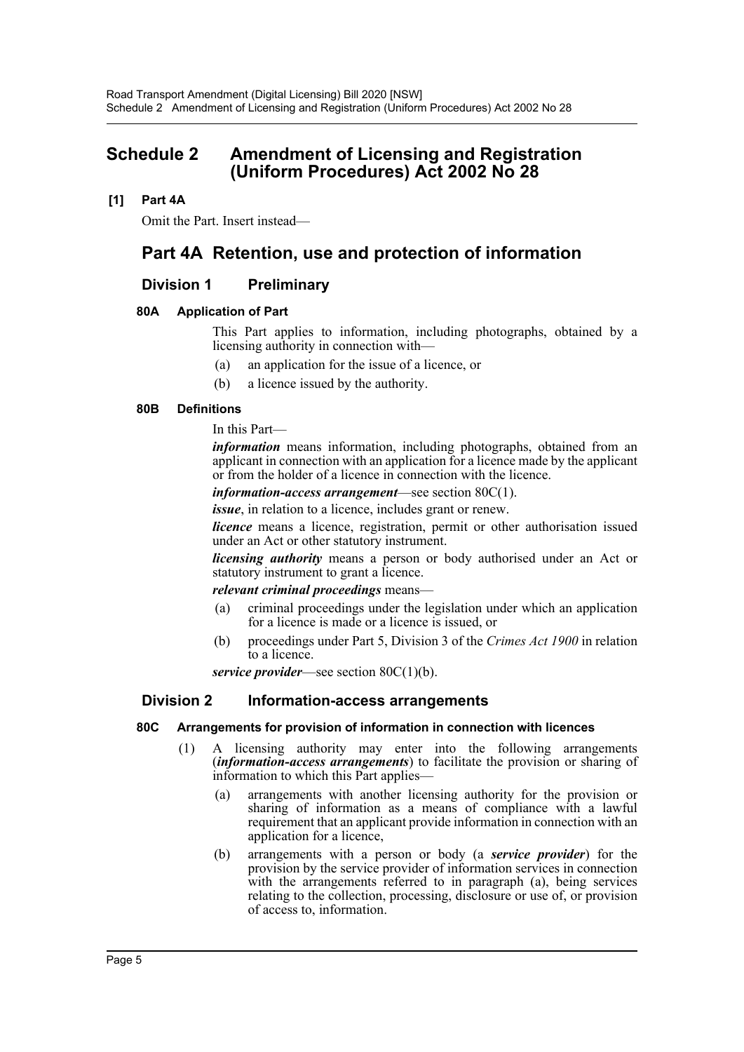# Schedule 2 Amendment of Licensing and Registration (Uniform Procedures) Act 2002 No 28

**[1] Part 4A**

Omit the Part. Insert instead—

## Part 4A Retention, use and protection of information

### Division 1 Preliminary

**80A Application of Part**

This Part applies to information, including photographs, obtained by a licensing authority in connection with—

(a) an application for the issue of a licence, or

(b) a licence issued by the authority.

**80B Definitions**

In this Part—

***information*** means information, including photographs, obtained from an applicant in connection with an application for a licence made by the applicant or from the holder of a licence in connection with the licence.

***information-access arrangement***—see section 80C(1).

***issue***, in relation to a licence, includes grant or renew.

***licence*** means a licence, registration, permit or other authorisation issued under an Act or other statutory instrument.

***licensing authority*** means a person or body authorised under an Act or statutory instrument to grant a licence.

***relevant criminal proceedings*** means—

(a) criminal proceedings under the legislation under which an application for a licence is made or a licence is issued, or

(b) proceedings under Part 5, Division 3 of the *Crimes Act 1900* in relation to a licence.

***service provider***—see section 80C(1)(b).

### Division 2 Information-access arrangements

**80C Arrangements for provision of information in connection with licences**

(1) A licensing authority may enter into the following arrangements (***information-access arrangements***) to facilitate the provision or sharing of information to which this Part applies—

(a) arrangements with another licensing authority for the provision or sharing of information as a means of compliance with a lawful requirement that an applicant provide information in connection with an application for a licence,

(b) arrangements with a person or body (a ***service provider***) for the provision by the service provider of information services in connection with the arrangements referred to in paragraph (a), being services relating to the collection, processing, disclosure or use of, or provision of access to, information.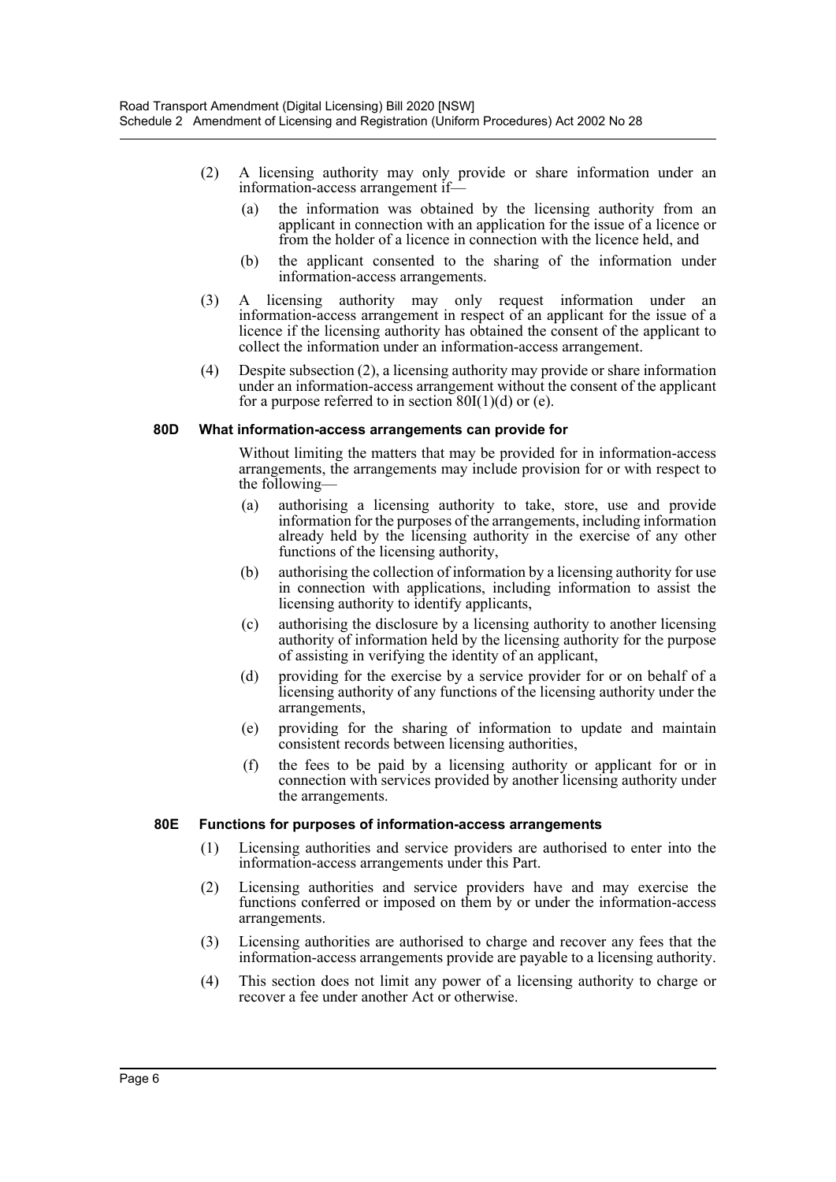(2) A licensing authority may only provide or share information under an information-access arrangement if—

(a) the information was obtained by the licensing authority from an applicant in connection with an application for the issue of a licence or from the holder of a licence in connection with the licence held, and

(b) the applicant consented to the sharing of the information under information-access arrangements.

(3) A licensing authority may only request information under an information-access arrangement in respect of an applicant for the issue of a licence if the licensing authority has obtained the consent of the applicant to collect the information under an information-access arrangement.

(4) Despite subsection (2), a licensing authority may provide or share information under an information-access arrangement without the consent of the applicant for a purpose referred to in section 80I(1)(d) or (e).

### 80D What information-access arrangements can provide for

Without limiting the matters that may be provided for in information-access arrangements, the arrangements may include provision for or with respect to the following—

(a) authorising a licensing authority to take, store, use and provide information for the purposes of the arrangements, including information already held by the licensing authority in the exercise of any other functions of the licensing authority,

(b) authorising the collection of information by a licensing authority for use in connection with applications, including information to assist the licensing authority to identify applicants,

(c) authorising the disclosure by a licensing authority to another licensing authority of information held by the licensing authority for the purpose of assisting in verifying the identity of an applicant,

(d) providing for the exercise by a service provider for or on behalf of a licensing authority of any functions of the licensing authority under the arrangements,

(e) providing for the sharing of information to update and maintain consistent records between licensing authorities,

(f) the fees to be paid by a licensing authority or applicant for or in connection with services provided by another licensing authority under the arrangements.

### 80E Functions for purposes of information-access arrangements

(1) Licensing authorities and service providers are authorised to enter into the information-access arrangements under this Part.

(2) Licensing authorities and service providers have and may exercise the functions conferred or imposed on them by or under the information-access arrangements.

(3) Licensing authorities are authorised to charge and recover any fees that the information-access arrangements provide are payable to a licensing authority.

(4) This section does not limit any power of a licensing authority to charge or recover a fee under another Act or otherwise.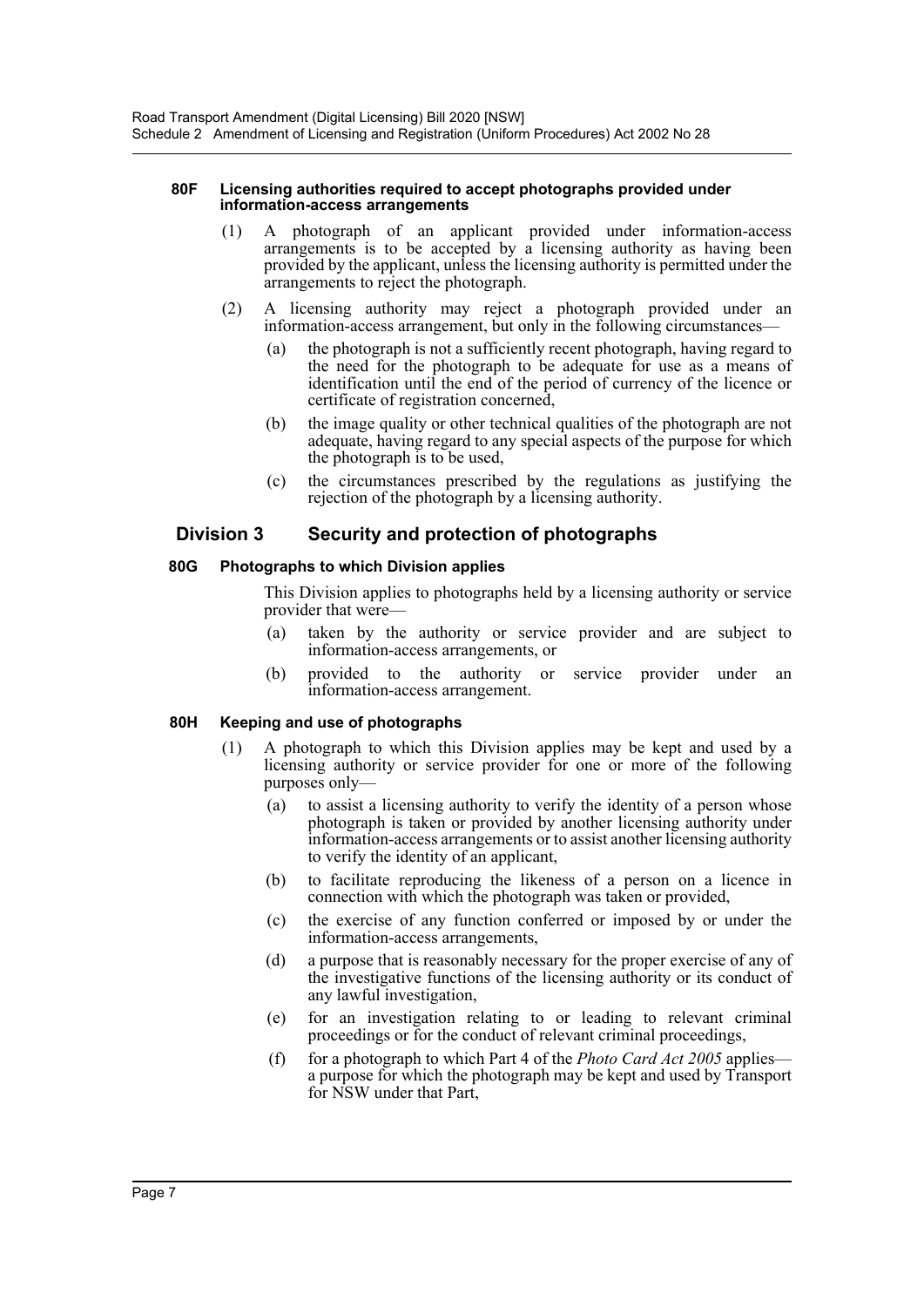#### 80F Licensing authorities required to accept photographs provided under information-access arrangements

(1) A photograph of an applicant provided under information-access arrangements is to be accepted by a licensing authority as having been provided by the applicant, unless the licensing authority is permitted under the arrangements to reject the photograph.

(2) A licensing authority may reject a photograph provided under an information-access arrangement, but only in the following circumstances—

(a) the photograph is not a sufficiently recent photograph, having regard to the need for the photograph to be adequate for use as a means of identification until the end of the period of currency of the licence or certificate of registration concerned,

(b) the image quality or other technical qualities of the photograph are not adequate, having regard to any special aspects of the purpose for which the photograph is to be used,

(c) the circumstances prescribed by the regulations as justifying the rejection of the photograph by a licensing authority.

## Division 3 Security and protection of photographs

#### 80G Photographs to which Division applies

This Division applies to photographs held by a licensing authority or service provider that were—

(a) taken by the authority or service provider and are subject to information-access arrangements, or

(b) provided to the authority or service provider under an information-access arrangement.

#### 80H Keeping and use of photographs

(1) A photograph to which this Division applies may be kept and used by a licensing authority or service provider for one or more of the following purposes only—

(a) to assist a licensing authority to verify the identity of a person whose photograph is taken or provided by another licensing authority under information-access arrangements or to assist another licensing authority to verify the identity of an applicant,

(b) to facilitate reproducing the likeness of a person on a licence in connection with which the photograph was taken or provided,

(c) the exercise of any function conferred or imposed by or under the information-access arrangements,

(d) a purpose that is reasonably necessary for the proper exercise of any of the investigative functions of the licensing authority or its conduct of any lawful investigation,

(e) for an investigation relating to or leading to relevant criminal proceedings or for the conduct of relevant criminal proceedings,

(f) for a photograph to which Part 4 of the *Photo Card Act 2005* applies—a purpose for which the photograph may be kept and used by Transport for NSW under that Part,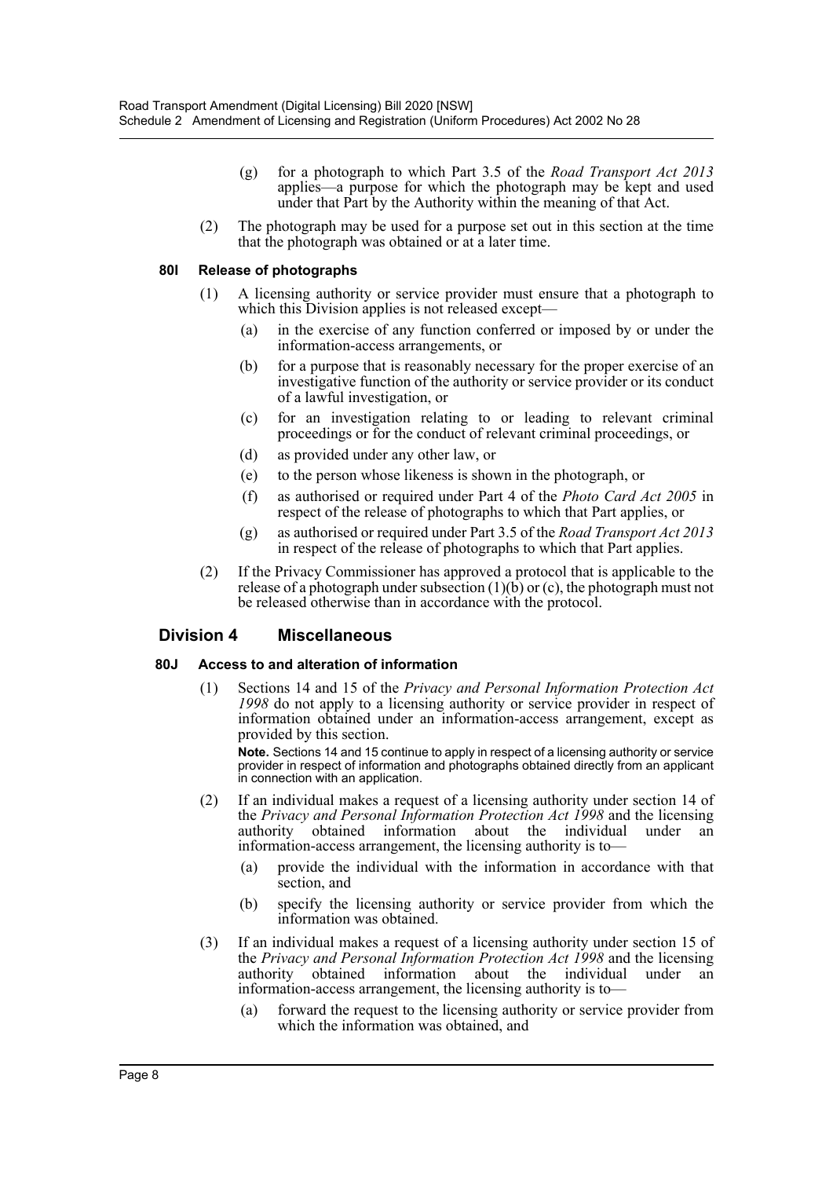(g) for a photograph to which Part 3.5 of the *Road Transport Act 2013* applies—a purpose for which the photograph may be kept and used under that Part by the Authority within the meaning of that Act.

(2) The photograph may be used for a purpose set out in this section at the time that the photograph was obtained or at a later time.

**80I Release of photographs**

(1) A licensing authority or service provider must ensure that a photograph to which this Division applies is not released except—

(a) in the exercise of any function conferred or imposed by or under the information-access arrangements, or

(b) for a purpose that is reasonably necessary for the proper exercise of an investigative function of the authority or service provider or its conduct of a lawful investigation, or

(c) for an investigation relating to or leading to relevant criminal proceedings or for the conduct of relevant criminal proceedings, or

(d) as provided under any other law, or

(e) to the person whose likeness is shown in the photograph, or

(f) as authorised or required under Part 4 of the *Photo Card Act 2005* in respect of the release of photographs to which that Part applies, or

(g) as authorised or required under Part 3.5 of the *Road Transport Act 2013* in respect of the release of photographs to which that Part applies.

(2) If the Privacy Commissioner has approved a protocol that is applicable to the release of a photograph under subsection (1)(b) or (c), the photograph must not be released otherwise than in accordance with the protocol.

## Division 4 Miscellaneous

**80J Access to and alteration of information**

(1) Sections 14 and 15 of the *Privacy and Personal Information Protection Act 1998* do not apply to a licensing authority or service provider in respect of information obtained under an information-access arrangement, except as provided by this section.

**Note.** Sections 14 and 15 continue to apply in respect of a licensing authority or service provider in respect of information and photographs obtained directly from an applicant in connection with an application.

(2) If an individual makes a request of a licensing authority under section 14 of the *Privacy and Personal Information Protection Act 1998* and the licensing authority obtained information about the individual under an information-access arrangement, the licensing authority is to—

(a) provide the individual with the information in accordance with that section, and

(b) specify the licensing authority or service provider from which the information was obtained.

(3) If an individual makes a request of a licensing authority under section 15 of the *Privacy and Personal Information Protection Act 1998* and the licensing authority obtained information about the individual under an information-access arrangement, the licensing authority is to—

(a) forward the request to the licensing authority or service provider from which the information was obtained, and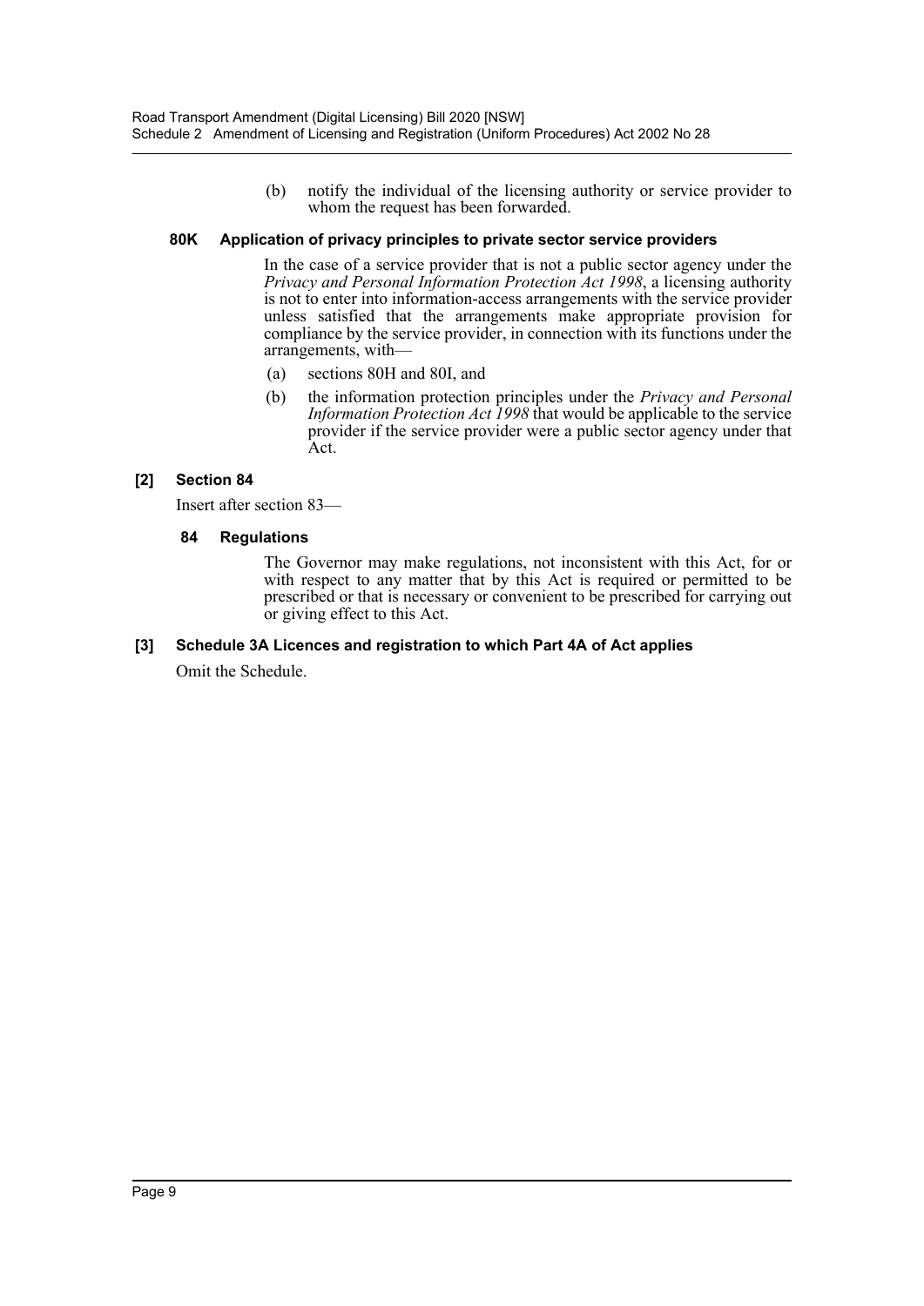(b) notify the individual of the licensing authority or service provider to whom the request has been forwarded.

#### 80K Application of privacy principles to private sector service providers

In the case of a service provider that is not a public sector agency under the *Privacy and Personal Information Protection Act 1998*, a licensing authority is not to enter into information-access arrangements with the service provider unless satisfied that the arrangements make appropriate provision for compliance by the service provider, in connection with its functions under the arrangements, with—

(a) sections 80H and 80I, and

(b) the information protection principles under the *Privacy and Personal Information Protection Act 1998* that would be applicable to the service provider if the service provider were a public sector agency under that Act.

### [2] Section 84

Insert after section 83—

#### 84 Regulations

The Governor may make regulations, not inconsistent with this Act, for or with respect to any matter that by this Act is required or permitted to be prescribed or that is necessary or convenient to be prescribed for carrying out or giving effect to this Act.

### [3] Schedule 3A Licences and registration to which Part 4A of Act applies

Omit the Schedule.